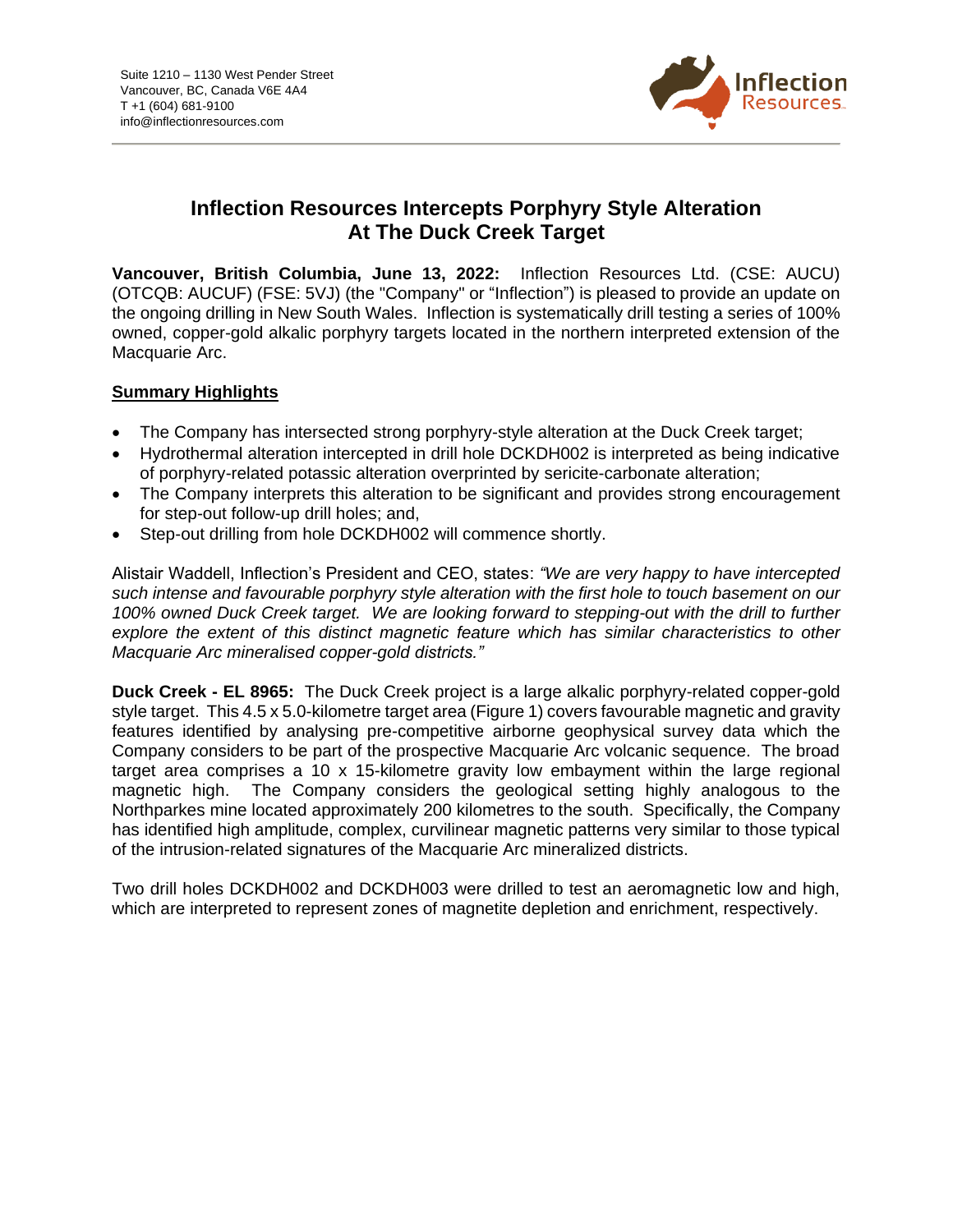Suite 1210 – 1130 West Pender Street
Vancouver, BC, Canada V6E 4A4
T +1 (604) 681-9100
info@inflectionresources.com

# Inflection Resources Intercepts Porphyry Style Alteration At The Duck Creek Target

**Vancouver, British Columbia, June 13, 2022:** Inflection Resources Ltd. (CSE: AUCU) (OTCQB: AUCUF) (FSE: 5VJ) (the "Company" or "Inflection") is pleased to provide an update on the ongoing drilling in New South Wales. Inflection is systematically drill testing a series of 100% owned, copper-gold alkalic porphyry targets located in the northern interpreted extension of the Macquarie Arc.

## Summary Highlights

- The Company has intersected strong porphyry-style alteration at the Duck Creek target;
- Hydrothermal alteration intercepted in drill hole DCKDH002 is interpreted as being indicative of porphyry-related potassic alteration overprinted by sericite-carbonate alteration;
- The Company interprets this alteration to be significant and provides strong encouragement for step-out follow-up drill holes; and,
- Step-out drilling from hole DCKDH002 will commence shortly.

Alistair Waddell, Inflection's President and CEO, states: *"We are very happy to have intercepted such intense and favourable porphyry style alteration with the first hole to touch basement on our 100% owned Duck Creek target. We are looking forward to stepping-out with the drill to further explore the extent of this distinct magnetic feature which has similar characteristics to other Macquarie Arc mineralised copper-gold districts."*

**Duck Creek - EL 8965:** The Duck Creek project is a large alkalic porphyry-related copper-gold style target. This 4.5 x 5.0-kilometre target area (Figure 1) covers favourable magnetic and gravity features identified by analysing pre-competitive airborne geophysical survey data which the Company considers to be part of the prospective Macquarie Arc volcanic sequence. The broad target area comprises a 10 x 15-kilometre gravity low embayment within the large regional magnetic high. The Company considers the geological setting highly analogous to the Northparkes mine located approximately 200 kilometres to the south. Specifically, the Company has identified high amplitude, complex, curvilinear magnetic patterns very similar to those typical of the intrusion-related signatures of the Macquarie Arc mineralized districts.

Two drill holes DCKDH002 and DCKDH003 were drilled to test an aeromagnetic low and high, which are interpreted to represent zones of magnetite depletion and enrichment, respectively.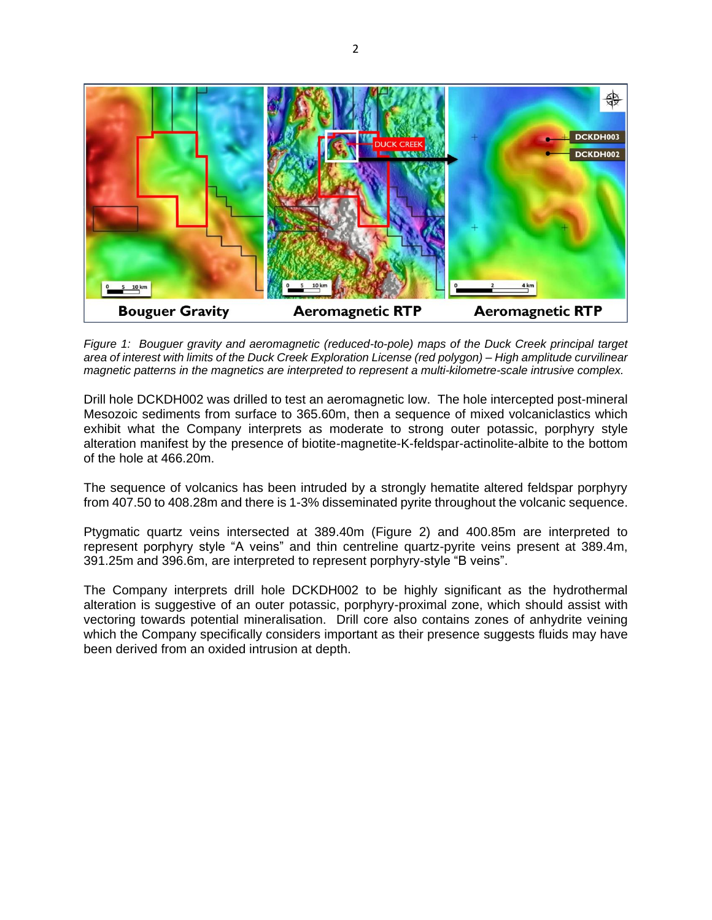*Figure 1: Bouguer gravity and aeromagnetic (reduced-to-pole) maps of the Duck Creek principal target area of interest with limits of the Duck Creek Exploration License (red polygon) – High amplitude curvilinear magnetic patterns in the magnetics are interpreted to represent a multi-kilometre-scale intrusive complex.*

Drill hole DCKDH002 was drilled to test an aeromagnetic low. The hole intercepted post-mineral Mesozoic sediments from surface to 365.60m, then a sequence of mixed volcaniclastics which exhibit what the Company interprets as moderate to strong outer potassic, porphyry style alteration manifest by the presence of biotite-magnetite-K-feldspar-actinolite-albite to the bottom of the hole at 466.20m.

The sequence of volcanics has been intruded by a strongly hematite altered feldspar porphyry from 407.50 to 408.28m and there is 1-3% disseminated pyrite throughout the volcanic sequence.

Ptygmatic quartz veins intersected at 389.40m (Figure 2) and 400.85m are interpreted to represent porphyry style "A veins" and thin centreline quartz-pyrite veins present at 389.4m, 391.25m and 396.6m, are interpreted to represent porphyry-style "B veins".

The Company interprets drill hole DCKDH002 to be highly significant as the hydrothermal alteration is suggestive of an outer potassic, porphyry-proximal zone, which should assist with vectoring towards potential mineralisation. Drill core also contains zones of anhydrite veining which the Company specifically considers important as their presence suggests fluids may have been derived from an oxided intrusion at depth.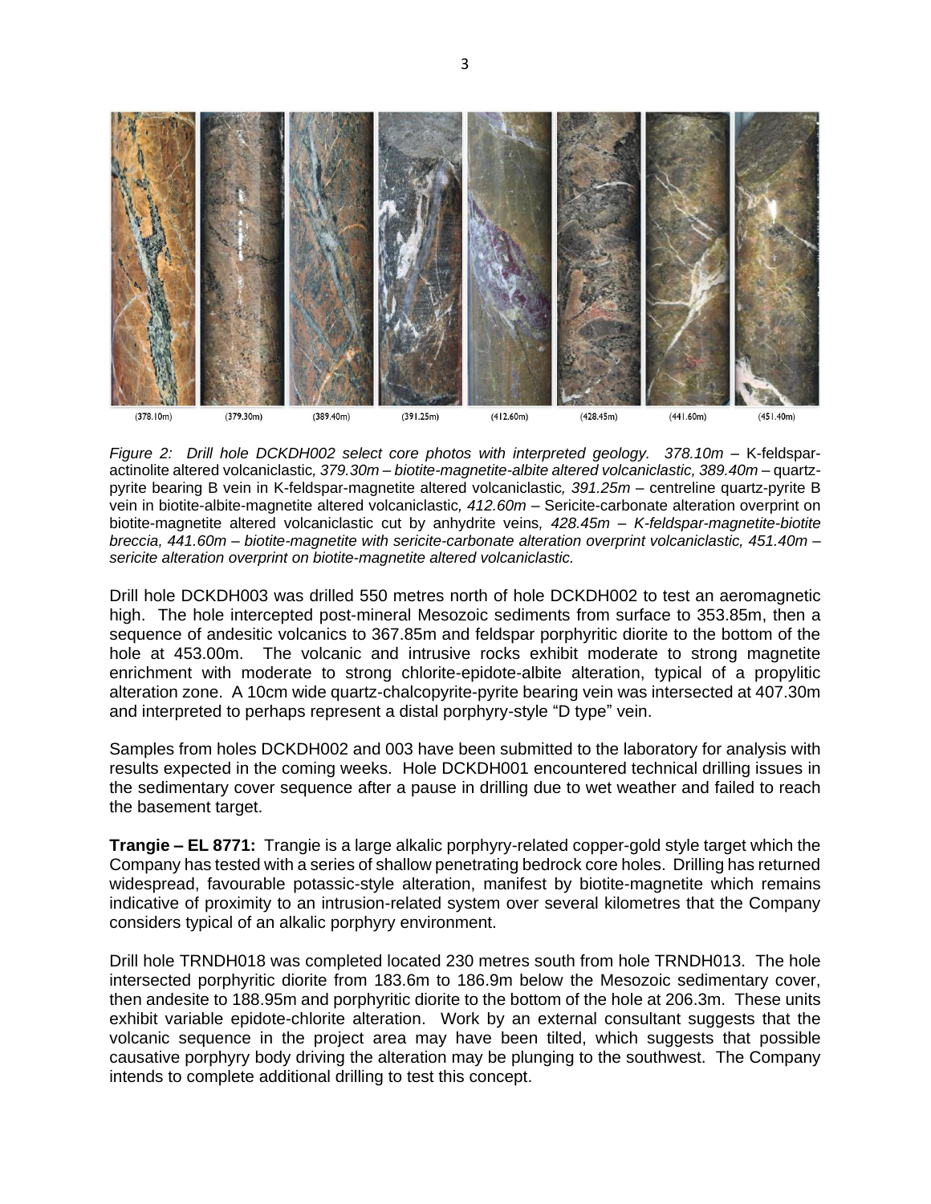(378.10m) (379.30m) (389.40m) (391.25m) (412.60m) (428.45m) (441.60m) (451.40m)

*Figure 2: Drill hole DCKDH002 select core photos with interpreted geology. 378.10m* – K-feldspar-actinolite altered volcaniclastic*, 379.30m – biotite-magnetite-albite altered volcaniclastic, 389.40m* – quartz-pyrite bearing B vein in K-feldspar-magnetite altered volcaniclastic*, 391.25m* – centreline quartz-pyrite B vein in biotite-albite-magnetite altered volcaniclastic*, 412.60m* – Sericite-carbonate alteration overprint on biotite-magnetite altered volcaniclastic cut by anhydrite veins*, 428.45m – K-feldspar-magnetite-biotite breccia, 441.60m – biotite-magnetite with sericite-carbonate alteration overprint volcaniclastic, 451.40m – sericite alteration overprint on biotite-magnetite altered volcaniclastic.*

Drill hole DCKDH003 was drilled 550 metres north of hole DCKDH002 to test an aeromagnetic high. The hole intercepted post-mineral Mesozoic sediments from surface to 353.85m, then a sequence of andesitic volcanics to 367.85m and feldspar porphyritic diorite to the bottom of the hole at 453.00m. The volcanic and intrusive rocks exhibit moderate to strong magnetite enrichment with moderate to strong chlorite-epidote-albite alteration, typical of a propylitic alteration zone. A 10cm wide quartz-chalcopyrite-pyrite bearing vein was intersected at 407.30m and interpreted to perhaps represent a distal porphyry-style "D type" vein.

Samples from holes DCKDH002 and 003 have been submitted to the laboratory for analysis with results expected in the coming weeks. Hole DCKDH001 encountered technical drilling issues in the sedimentary cover sequence after a pause in drilling due to wet weather and failed to reach the basement target.

**Trangie – EL 8771:** Trangie is a large alkalic porphyry-related copper-gold style target which the Company has tested with a series of shallow penetrating bedrock core holes. Drilling has returned widespread, favourable potassic-style alteration, manifest by biotite-magnetite which remains indicative of proximity to an intrusion-related system over several kilometres that the Company considers typical of an alkalic porphyry environment.

Drill hole TRNDH018 was completed located 230 metres south from hole TRNDH013. The hole intersected porphyritic diorite from 183.6m to 186.9m below the Mesozoic sedimentary cover, then andesite to 188.95m and porphyritic diorite to the bottom of the hole at 206.3m. These units exhibit variable epidote-chlorite alteration. Work by an external consultant suggests that the volcanic sequence in the project area may have been tilted, which suggests that possible causative porphyry body driving the alteration may be plunging to the southwest. The Company intends to complete additional drilling to test this concept.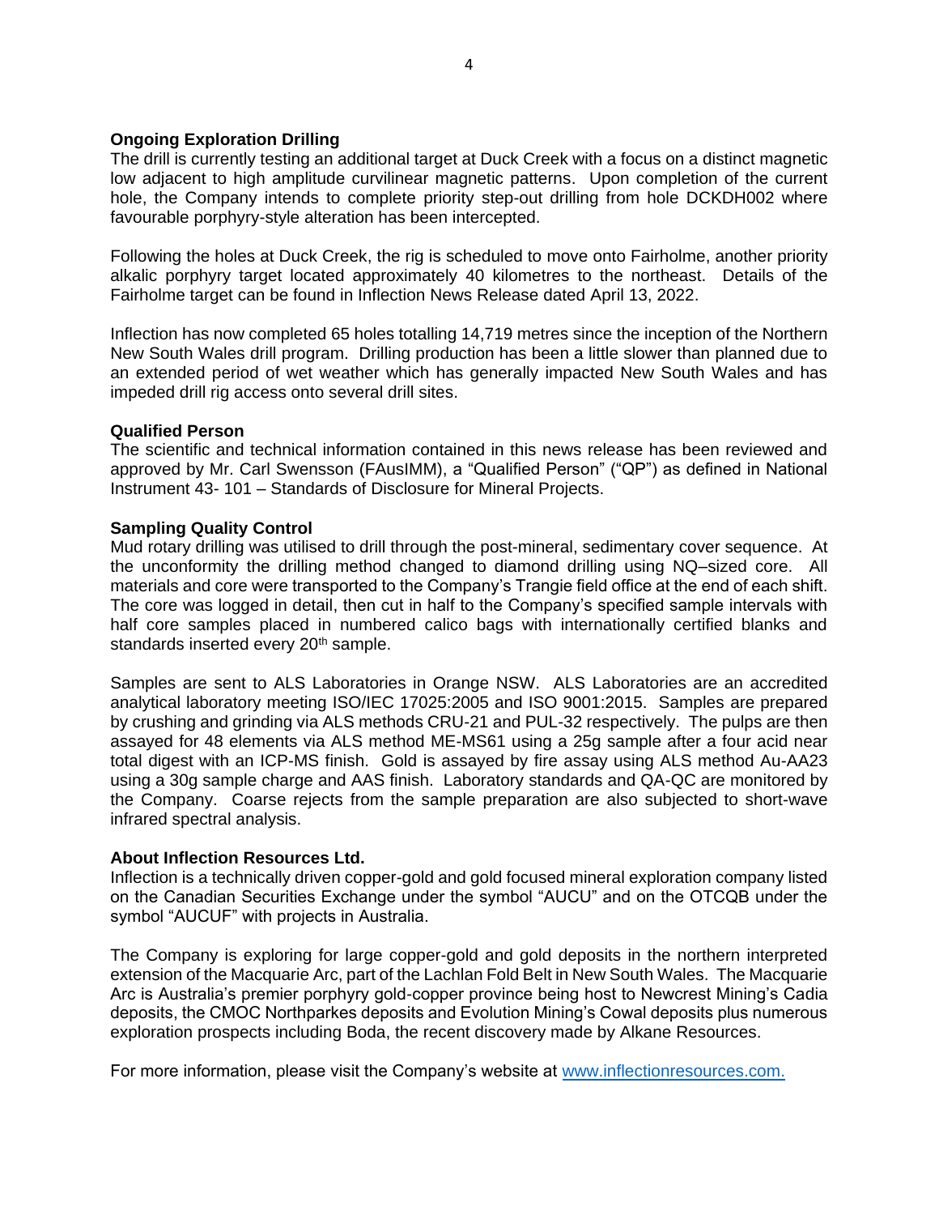**Ongoing Exploration Drilling**

The drill is currently testing an additional target at Duck Creek with a focus on a distinct magnetic low adjacent to high amplitude curvilinear magnetic patterns. Upon completion of the current hole, the Company intends to complete priority step-out drilling from hole DCKDH002 where favourable porphyry-style alteration has been intercepted.

Following the holes at Duck Creek, the rig is scheduled to move onto Fairholme, another priority alkalic porphyry target located approximately 40 kilometres to the northeast. Details of the Fairholme target can be found in Inflection News Release dated April 13, 2022.

Inflection has now completed 65 holes totalling 14,719 metres since the inception of the Northern New South Wales drill program. Drilling production has been a little slower than planned due to an extended period of wet weather which has generally impacted New South Wales and has impeded drill rig access onto several drill sites.

**Qualified Person**

The scientific and technical information contained in this news release has been reviewed and approved by Mr. Carl Swensson (FAusIMM), a "Qualified Person" ("QP") as defined in National Instrument 43- 101 – Standards of Disclosure for Mineral Projects.

**Sampling Quality Control**

Mud rotary drilling was utilised to drill through the post-mineral, sedimentary cover sequence. At the unconformity the drilling method changed to diamond drilling using NQ–sized core. All materials and core were transported to the Company's Trangie field office at the end of each shift. The core was logged in detail, then cut in half to the Company's specified sample intervals with half core samples placed in numbered calico bags with internationally certified blanks and standards inserted every 20th sample.

Samples are sent to ALS Laboratories in Orange NSW. ALS Laboratories are an accredited analytical laboratory meeting ISO/IEC 17025:2005 and ISO 9001:2015. Samples are prepared by crushing and grinding via ALS methods CRU-21 and PUL-32 respectively. The pulps are then assayed for 48 elements via ALS method ME-MS61 using a 25g sample after a four acid near total digest with an ICP-MS finish. Gold is assayed by fire assay using ALS method Au-AA23 using a 30g sample charge and AAS finish. Laboratory standards and QA-QC are monitored by the Company. Coarse rejects from the sample preparation are also subjected to short-wave infrared spectral analysis.

**About Inflection Resources Ltd.**

Inflection is a technically driven copper-gold and gold focused mineral exploration company listed on the Canadian Securities Exchange under the symbol "AUCU" and on the OTCQB under the symbol "AUCUF" with projects in Australia.

The Company is exploring for large copper-gold and gold deposits in the northern interpreted extension of the Macquarie Arc, part of the Lachlan Fold Belt in New South Wales. The Macquarie Arc is Australia's premier porphyry gold-copper province being host to Newcrest Mining's Cadia deposits, the CMOC Northparkes deposits and Evolution Mining's Cowal deposits plus numerous exploration prospects including Boda, the recent discovery made by Alkane Resources.

For more information, please visit the Company's website at [www.inflectionresources.com.](http://www.inflectionresources.com)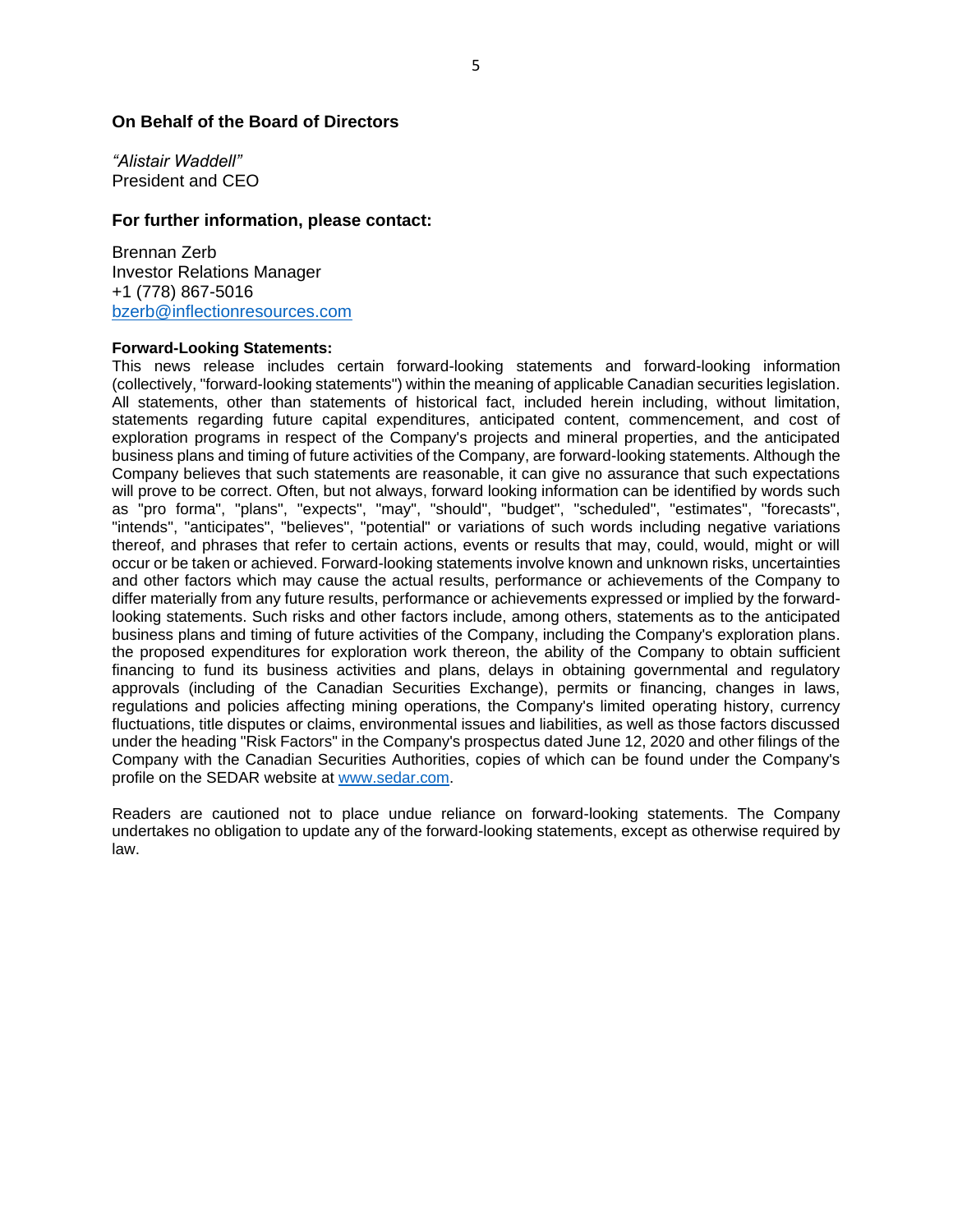**On Behalf of the Board of Directors**

*"Alistair Waddell"*
President and CEO

**For further information, please contact:**

Brennan Zerb
Investor Relations Manager
+1 (778) 867-5016
bzerb@inflectionresources.com

**Forward-Looking Statements:**
This news release includes certain forward-looking statements and forward-looking information (collectively, "forward-looking statements") within the meaning of applicable Canadian securities legislation. All statements, other than statements of historical fact, included herein including, without limitation, statements regarding future capital expenditures, anticipated content, commencement, and cost of exploration programs in respect of the Company's projects and mineral properties, and the anticipated business plans and timing of future activities of the Company, are forward-looking statements. Although the Company believes that such statements are reasonable, it can give no assurance that such expectations will prove to be correct. Often, but not always, forward looking information can be identified by words such as "pro forma", "plans", "expects", "may", "should", "budget", "scheduled", "estimates", "forecasts", "intends", "anticipates", "believes", "potential" or variations of such words including negative variations thereof, and phrases that refer to certain actions, events or results that may, could, would, might or will occur or be taken or achieved. Forward-looking statements involve known and unknown risks, uncertainties and other factors which may cause the actual results, performance or achievements of the Company to differ materially from any future results, performance or achievements expressed or implied by the forward-looking statements. Such risks and other factors include, among others, statements as to the anticipated business plans and timing of future activities of the Company, including the Company's exploration plans. the proposed expenditures for exploration work thereon, the ability of the Company to obtain sufficient financing to fund its business activities and plans, delays in obtaining governmental and regulatory approvals (including of the Canadian Securities Exchange), permits or financing, changes in laws, regulations and policies affecting mining operations, the Company's limited operating history, currency fluctuations, title disputes or claims, environmental issues and liabilities, as well as those factors discussed under the heading "Risk Factors" in the Company's prospectus dated June 12, 2020 and other filings of the Company with the Canadian Securities Authorities, copies of which can be found under the Company's profile on the SEDAR website at www.sedar.com.

Readers are cautioned not to place undue reliance on forward-looking statements. The Company undertakes no obligation to update any of the forward-looking statements, except as otherwise required by law.